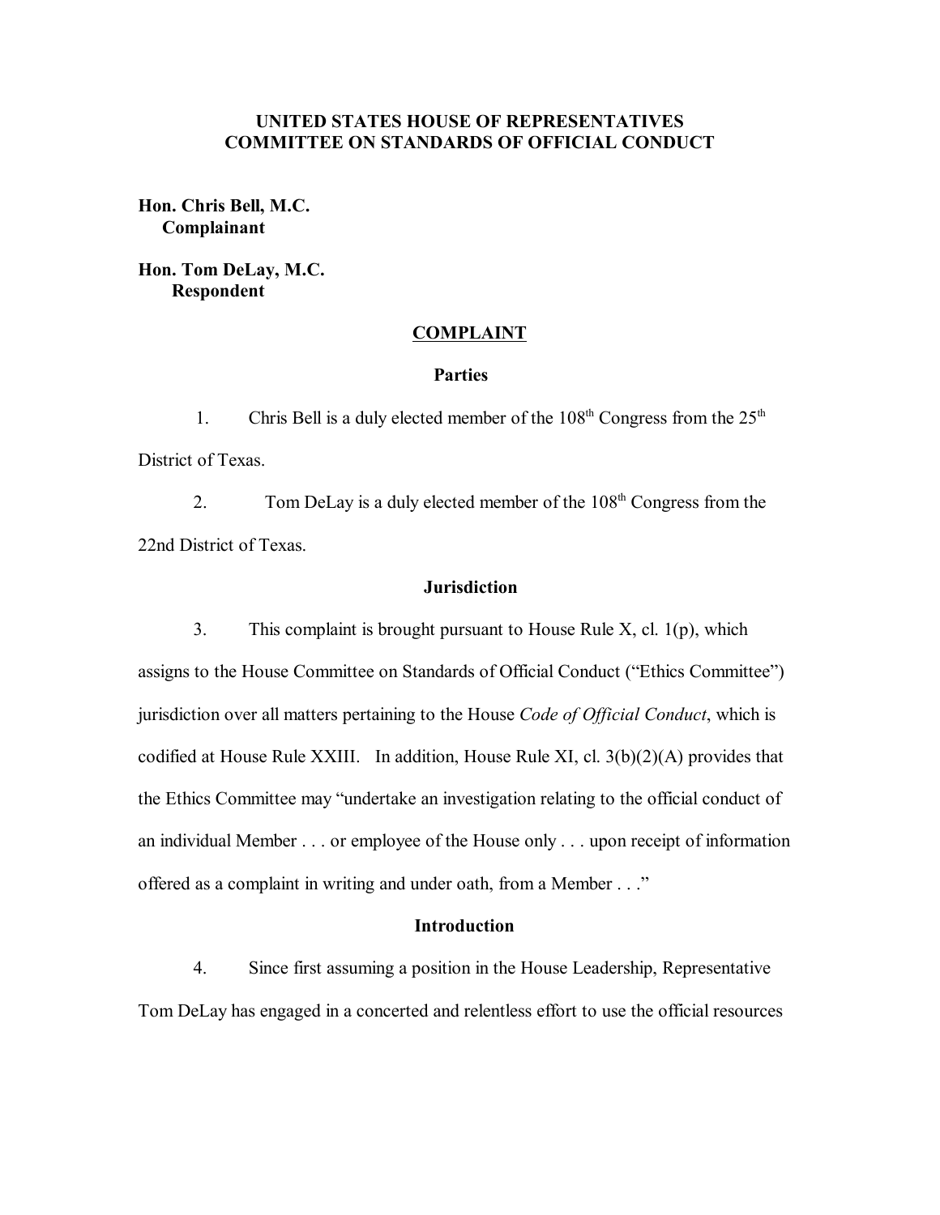# UNITED STATES HOUSE OF REPRESENTATIVES
# COMMITTEE ON STANDARDS OF OFFICIAL CONDUCT

**Hon. Chris Bell, M.C.**
**Complainant**

**Hon. Tom DeLay, M.C.**
**Respondent**

## COMPLAINT

### Parties

1. Chris Bell is a duly elected member of the 108th Congress from the 25th District of Texas.

2. Tom DeLay is a duly elected member of the 108th Congress from the 22nd District of Texas.

### Jurisdiction

3. This complaint is brought pursuant to House Rule X, cl. 1(p), which assigns to the House Committee on Standards of Official Conduct ("Ethics Committee") jurisdiction over all matters pertaining to the House *Code of Official Conduct*, which is codified at House Rule XXIII. In addition, House Rule XI, cl. 3(b)(2)(A) provides that the Ethics Committee may "undertake an investigation relating to the official conduct of an individual Member . . . or employee of the House only . . . upon receipt of information offered as a complaint in writing and under oath, from a Member . . ."

### Introduction

4. Since first assuming a position in the House Leadership, Representative Tom DeLay has engaged in a concerted and relentless effort to use the official resources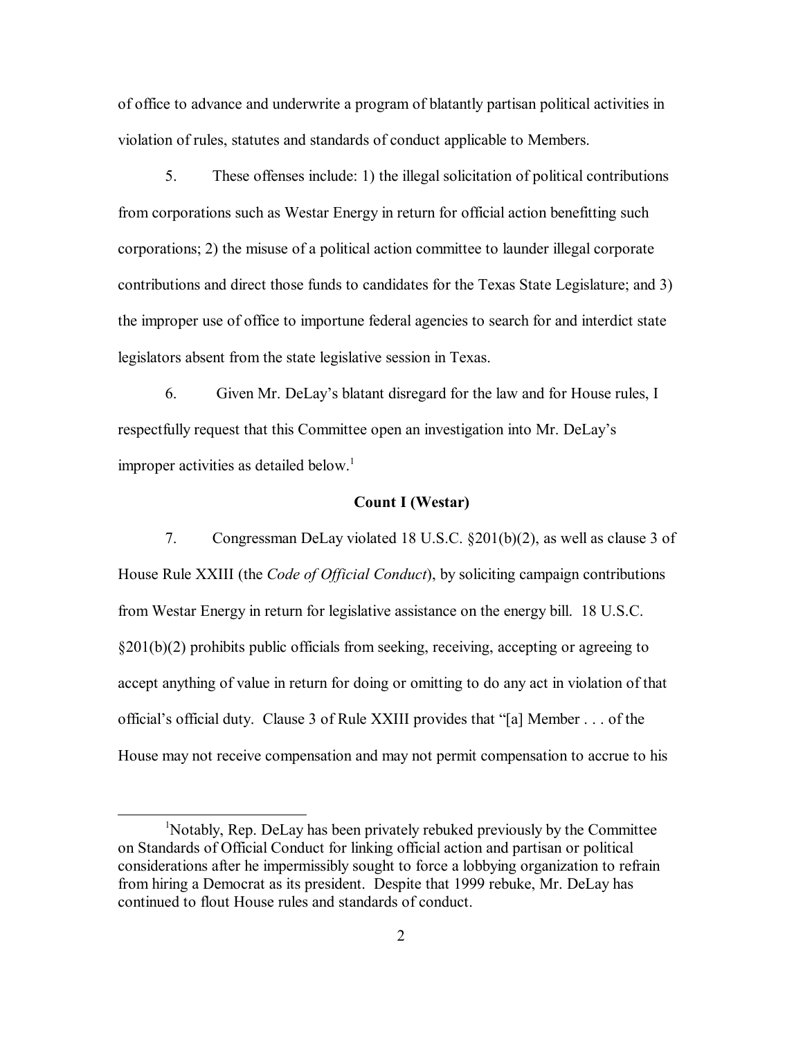of office to advance and underwrite a program of blatantly partisan political activities in violation of rules, statutes and standards of conduct applicable to Members.

5. These offenses include: 1) the illegal solicitation of political contributions from corporations such as Westar Energy in return for official action benefitting such corporations; 2) the misuse of a political action committee to launder illegal corporate contributions and direct those funds to candidates for the Texas State Legislature; and 3) the improper use of office to importune federal agencies to search for and interdict state legislators absent from the state legislative session in Texas.

6. Given Mr. DeLay's blatant disregard for the law and for House rules, I respectfully request that this Committee open an investigation into Mr. DeLay's improper activities as detailed below.[1]

**Count I (Westar)**

7. Congressman DeLay violated 18 U.S.C. §201(b)(2), as well as clause 3 of House Rule XXIII (the *Code of Official Conduct*), by soliciting campaign contributions from Westar Energy in return for legislative assistance on the energy bill. 18 U.S.C. §201(b)(2) prohibits public officials from seeking, receiving, accepting or agreeing to accept anything of value in return for doing or omitting to do any act in violation of that official's official duty. Clause 3 of Rule XXIII provides that "[a] Member . . . of the House may not receive compensation and may not permit compensation to accrue to his

[1] Notably, Rep. DeLay has been privately rebuked previously by the Committee on Standards of Official Conduct for linking official action and partisan or political considerations after he impermissibly sought to force a lobbying organization to refrain from hiring a Democrat as its president. Despite that 1999 rebuke, Mr. DeLay has continued to flout House rules and standards of conduct.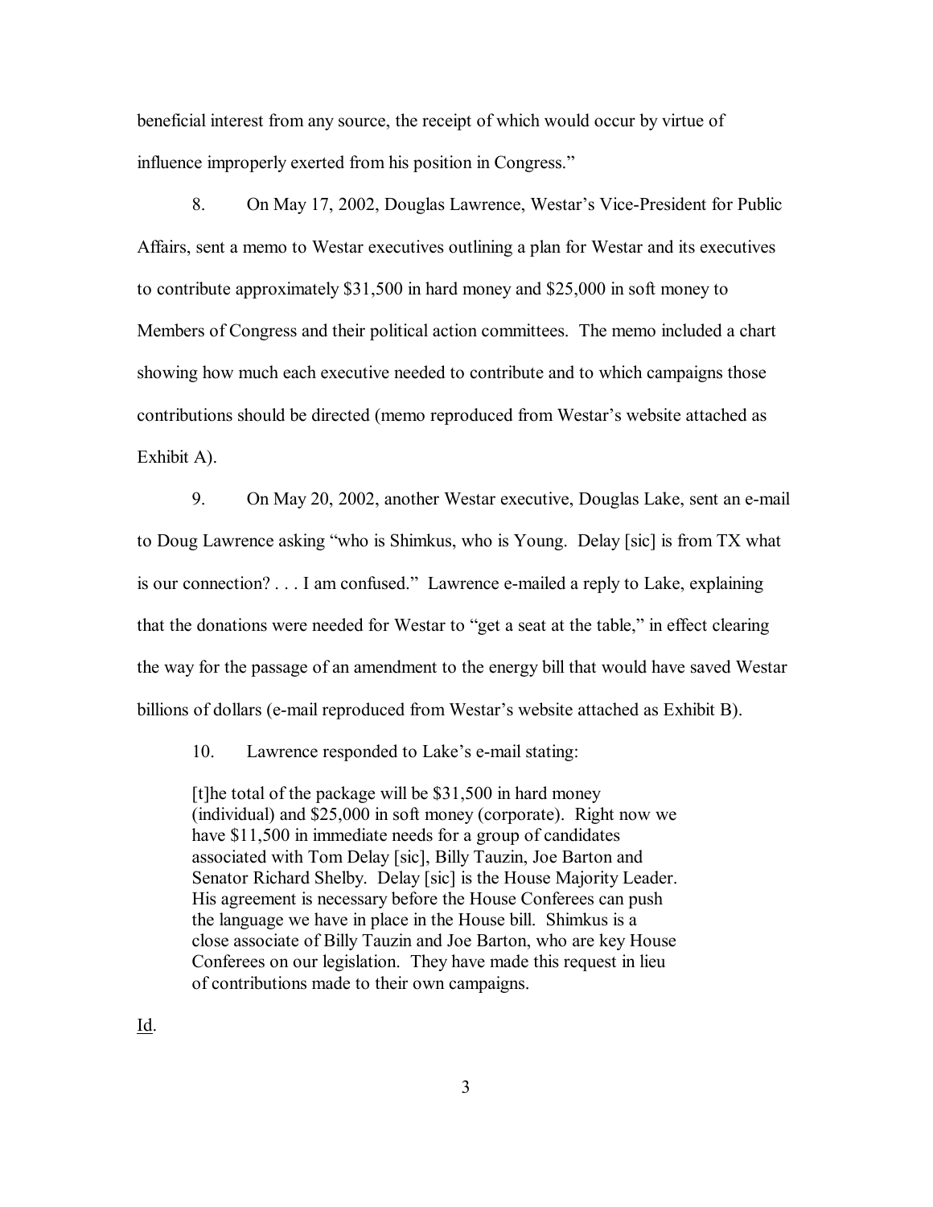beneficial interest from any source, the receipt of which would occur by virtue of influence improperly exerted from his position in Congress."

8. On May 17, 2002, Douglas Lawrence, Westar's Vice-President for Public Affairs, sent a memo to Westar executives outlining a plan for Westar and its executives to contribute approximately $31,500 in hard money and $25,000 in soft money to Members of Congress and their political action committees. The memo included a chart showing how much each executive needed to contribute and to which campaigns those contributions should be directed (memo reproduced from Westar's website attached as Exhibit A).

9. On May 20, 2002, another Westar executive, Douglas Lake, sent an e-mail to Doug Lawrence asking "who is Shimkus, who is Young. Delay [sic] is from TX what is our connection? . . . I am confused." Lawrence e-mailed a reply to Lake, explaining that the donations were needed for Westar to "get a seat at the table," in effect clearing the way for the passage of an amendment to the energy bill that would have saved Westar billions of dollars (e-mail reproduced from Westar's website attached as Exhibit B).

10. Lawrence responded to Lake's e-mail stating:

> [t]he total of the package will be $31,500 in hard money (individual) and $25,000 in soft money (corporate). Right now we have $11,500 in immediate needs for a group of candidates associated with Tom Delay [sic], Billy Tauzin, Joe Barton and Senator Richard Shelby. Delay [sic] is the House Majority Leader. His agreement is necessary before the House Conferees can push the language we have in place in the House bill. Shimkus is a close associate of Billy Tauzin and Joe Barton, who are key House Conferees on our legislation. They have made this request in lieu of contributions made to their own campaigns.

Id.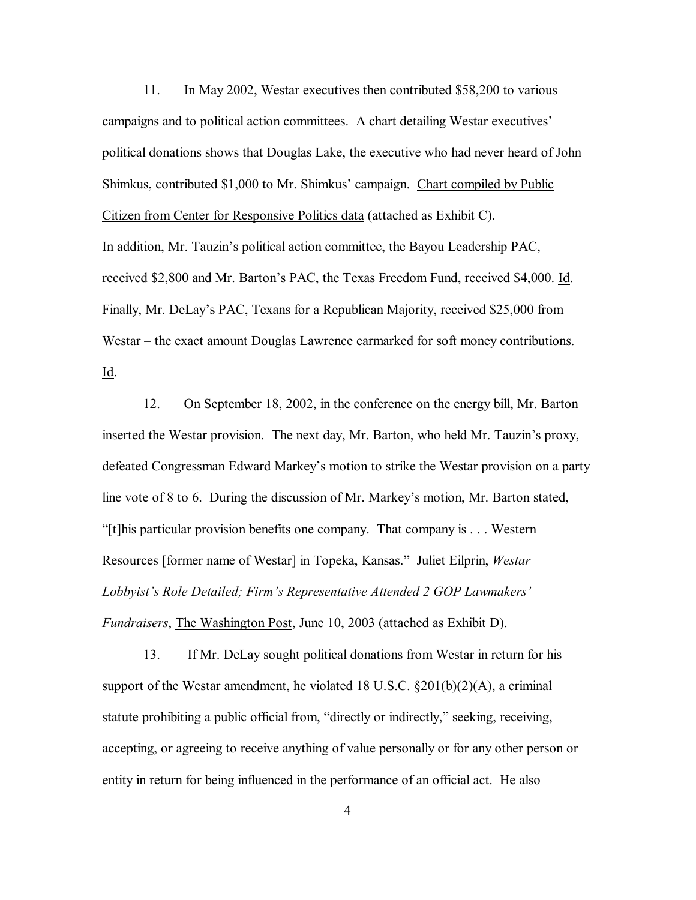11. In May 2002, Westar executives then contributed $58,200 to various campaigns and to political action committees. A chart detailing Westar executives' political donations shows that Douglas Lake, the executive who had never heard of John Shimkus, contributed $1,000 to Mr. Shimkus' campaign. <u>Chart compiled by Public Citizen from Center for Responsive Politics data</u> (attached as Exhibit C). In addition, Mr. Tauzin's political action committee, the Bayou Leadership PAC, received $2,800 and Mr. Barton's PAC, the Texas Freedom Fund, received $4,000. <u>Id</u>. Finally, Mr. DeLay's PAC, Texans for a Republican Majority, received $25,000 from Westar – the exact amount Douglas Lawrence earmarked for soft money contributions. <u>Id</u>.

12. On September 18, 2002, in the conference on the energy bill, Mr. Barton inserted the Westar provision. The next day, Mr. Barton, who held Mr. Tauzin's proxy, defeated Congressman Edward Markey's motion to strike the Westar provision on a party line vote of 8 to 6. During the discussion of Mr. Markey's motion, Mr. Barton stated, "[t]his particular provision benefits one company. That company is . . . Western Resources [former name of Westar] in Topeka, Kansas." Juliet Eilprin, *Westar Lobbyist's Role Detailed; Firm's Representative Attended 2 GOP Lawmakers' Fundraisers*, <u>The Washington Post</u>, June 10, 2003 (attached as Exhibit D).

13. If Mr. DeLay sought political donations from Westar in return for his support of the Westar amendment, he violated 18 U.S.C. §201(b)(2)(A), a criminal statute prohibiting a public official from, "directly or indirectly," seeking, receiving, accepting, or agreeing to receive anything of value personally or for any other person or entity in return for being influenced in the performance of an official act. He also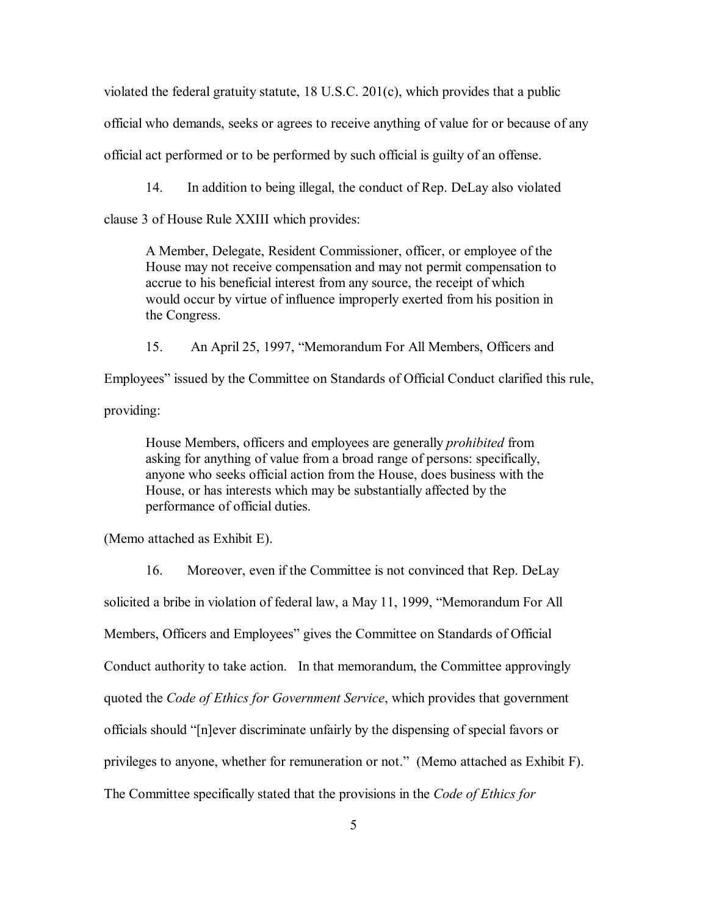violated the federal gratuity statute, 18 U.S.C. 201(c), which provides that a public official who demands, seeks or agrees to receive anything of value for or because of any official act performed or to be performed by such official is guilty of an offense.

14. In addition to being illegal, the conduct of Rep. DeLay also violated clause 3 of House Rule XXIII which provides:

> A Member, Delegate, Resident Commissioner, officer, or employee of the House may not receive compensation and may not permit compensation to accrue to his beneficial interest from any source, the receipt of which would occur by virtue of influence improperly exerted from his position in the Congress.

15. An April 25, 1997, "Memorandum For All Members, Officers and Employees" issued by the Committee on Standards of Official Conduct clarified this rule, providing:

> House Members, officers and employees are generally *prohibited* from asking for anything of value from a broad range of persons: specifically, anyone who seeks official action from the House, does business with the House, or has interests which may be substantially affected by the performance of official duties.

(Memo attached as Exhibit E).

16. Moreover, even if the Committee is not convinced that Rep. DeLay solicited a bribe in violation of federal law, a May 11, 1999, "Memorandum For All Members, Officers and Employees" gives the Committee on Standards of Official Conduct authority to take action. In that memorandum, the Committee approvingly quoted the *Code of Ethics for Government Service*, which provides that government officials should "[n]ever discriminate unfairly by the dispensing of special favors or privileges to anyone, whether for remuneration or not." (Memo attached as Exhibit F). The Committee specifically stated that the provisions in the *Code of Ethics for*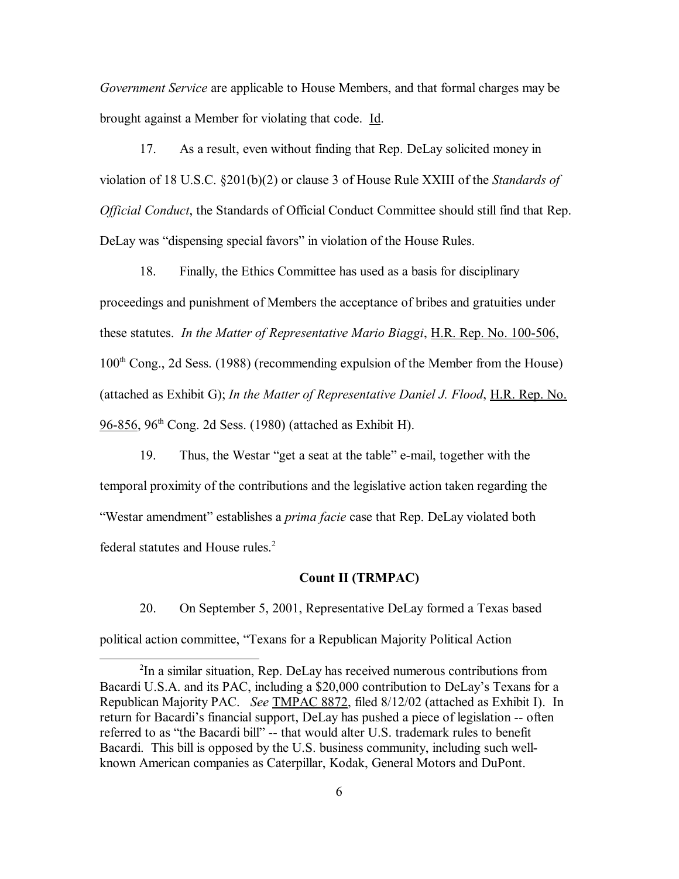*Government Service* are applicable to House Members, and that formal charges may be brought against a Member for violating that code. Id.

17. As a result, even without finding that Rep. DeLay solicited money in violation of 18 U.S.C. §201(b)(2) or clause 3 of House Rule XXIII of the *Standards of Official Conduct*, the Standards of Official Conduct Committee should still find that Rep. DeLay was "dispensing special favors" in violation of the House Rules.

18. Finally, the Ethics Committee has used as a basis for disciplinary proceedings and punishment of Members the acceptance of bribes and gratuities under these statutes. *In the Matter of Representative Mario Biaggi*, H.R. Rep. No. 100-506, 100th Cong., 2d Sess. (1988) (recommending expulsion of the Member from the House) (attached as Exhibit G); *In the Matter of Representative Daniel J. Flood*, H.R. Rep. No. 96-856, 96th Cong. 2d Sess. (1980) (attached as Exhibit H).

19. Thus, the Westar "get a seat at the table" e-mail, together with the temporal proximity of the contributions and the legislative action taken regarding the "Westar amendment" establishes a *prima facie* case that Rep. DeLay violated both federal statutes and House rules.[2]

**Count II (TRMPAC)**

20. On September 5, 2001, Representative DeLay formed a Texas based political action committee, "Texans for a Republican Majority Political Action

---

[2] In a similar situation, Rep. DeLay has received numerous contributions from Bacardi U.S.A. and its PAC, including a $20,000 contribution to DeLay's Texans for a Republican Majority PAC. *See* TMPAC 8872, filed 8/12/02 (attached as Exhibit I). In return for Bacardi's financial support, DeLay has pushed a piece of legislation -- often referred to as "the Bacardi bill" -- that would alter U.S. trademark rules to benefit Bacardi. This bill is opposed by the U.S. business community, including such well-known American companies as Caterpillar, Kodak, General Motors and DuPont.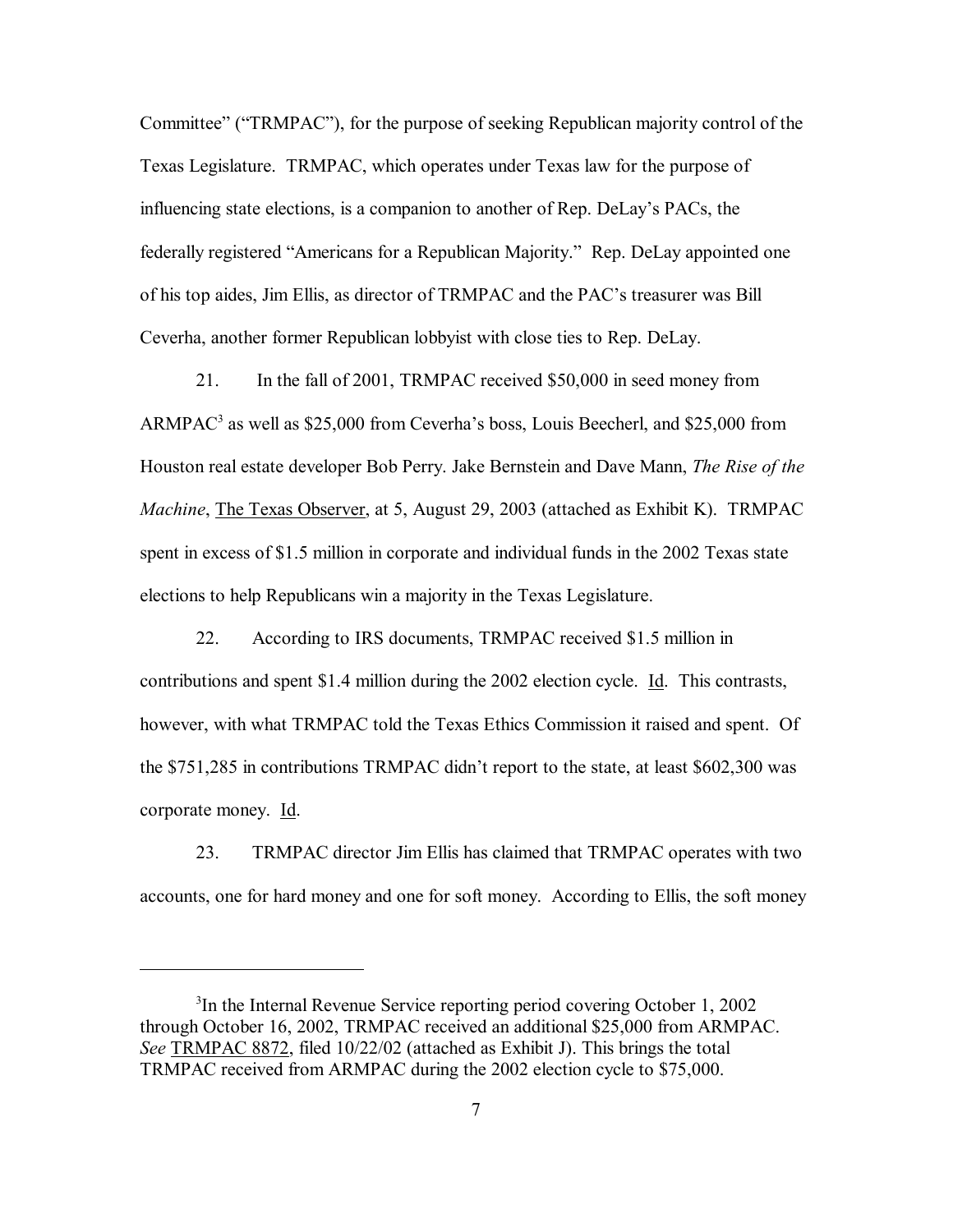Committee" ("TRMPAC"), for the purpose of seeking Republican majority control of the Texas Legislature. TRMPAC, which operates under Texas law for the purpose of influencing state elections, is a companion to another of Rep. DeLay's PACs, the federally registered "Americans for a Republican Majority." Rep. DeLay appointed one of his top aides, Jim Ellis, as director of TRMPAC and the PAC's treasurer was Bill Ceverha, another former Republican lobbyist with close ties to Rep. DeLay.

21. In the fall of 2001, TRMPAC received $50,000 in seed money from ARMPAC[3] as well as $25,000 from Ceverha's boss, Louis Beecherl, and $25,000 from Houston real estate developer Bob Perry. Jake Bernstein and Dave Mann, *The Rise of the Machine*, The Texas Observer, at 5, August 29, 2003 (attached as Exhibit K). TRMPAC spent in excess of $1.5 million in corporate and individual funds in the 2002 Texas state elections to help Republicans win a majority in the Texas Legislature.

22. According to IRS documents, TRMPAC received $1.5 million in contributions and spent $1.4 million during the 2002 election cycle. Id. This contrasts, however, with what TRMPAC told the Texas Ethics Commission it raised and spent. Of the $751,285 in contributions TRMPAC didn't report to the state, at least $602,300 was corporate money. Id.

23. TRMPAC director Jim Ellis has claimed that TRMPAC operates with two accounts, one for hard money and one for soft money. According to Ellis, the soft money

---

[3]In the Internal Revenue Service reporting period covering October 1, 2002 through October 16, 2002, TRMPAC received an additional $25,000 from ARMPAC. *See* TRMPAC 8872, filed 10/22/02 (attached as Exhibit J). This brings the total TRMPAC received from ARMPAC during the 2002 election cycle to $75,000.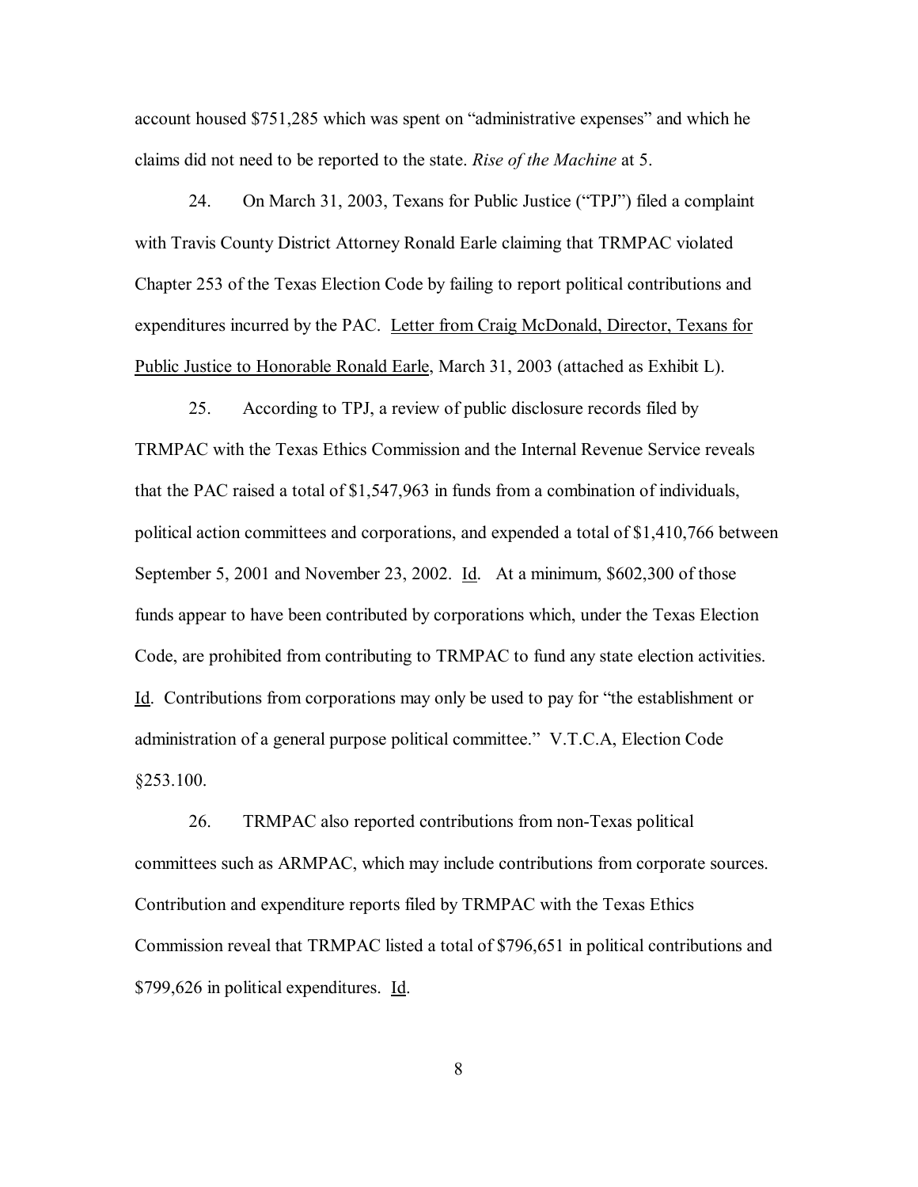account housed $751,285 which was spent on "administrative expenses" and which he claims did not need to be reported to the state. *Rise of the Machine* at 5.

24. On March 31, 2003, Texans for Public Justice ("TPJ") filed a complaint with Travis County District Attorney Ronald Earle claiming that TRMPAC violated Chapter 253 of the Texas Election Code by failing to report political contributions and expenditures incurred by the PAC. <u>Letter from Craig McDonald, Director, Texans for Public Justice to Honorable Ronald Earle</u>, March 31, 2003 (attached as Exhibit L).

25. According to TPJ, a review of public disclosure records filed by TRMPAC with the Texas Ethics Commission and the Internal Revenue Service reveals that the PAC raised a total of $1,547,963 in funds from a combination of individuals, political action committees and corporations, and expended a total of $1,410,766 between September 5, 2001 and November 23, 2002. <u>Id</u>. At a minimum, $602,300 of those funds appear to have been contributed by corporations which, under the Texas Election Code, are prohibited from contributing to TRMPAC to fund any state election activities. <u>Id</u>. Contributions from corporations may only be used to pay for "the establishment or administration of a general purpose political committee." V.T.C.A, Election Code §253.100.

26. TRMPAC also reported contributions from non-Texas political committees such as ARMPAC, which may include contributions from corporate sources. Contribution and expenditure reports filed by TRMPAC with the Texas Ethics Commission reveal that TRMPAC listed a total of $796,651 in political contributions and $799,626 in political expenditures. <u>Id</u>.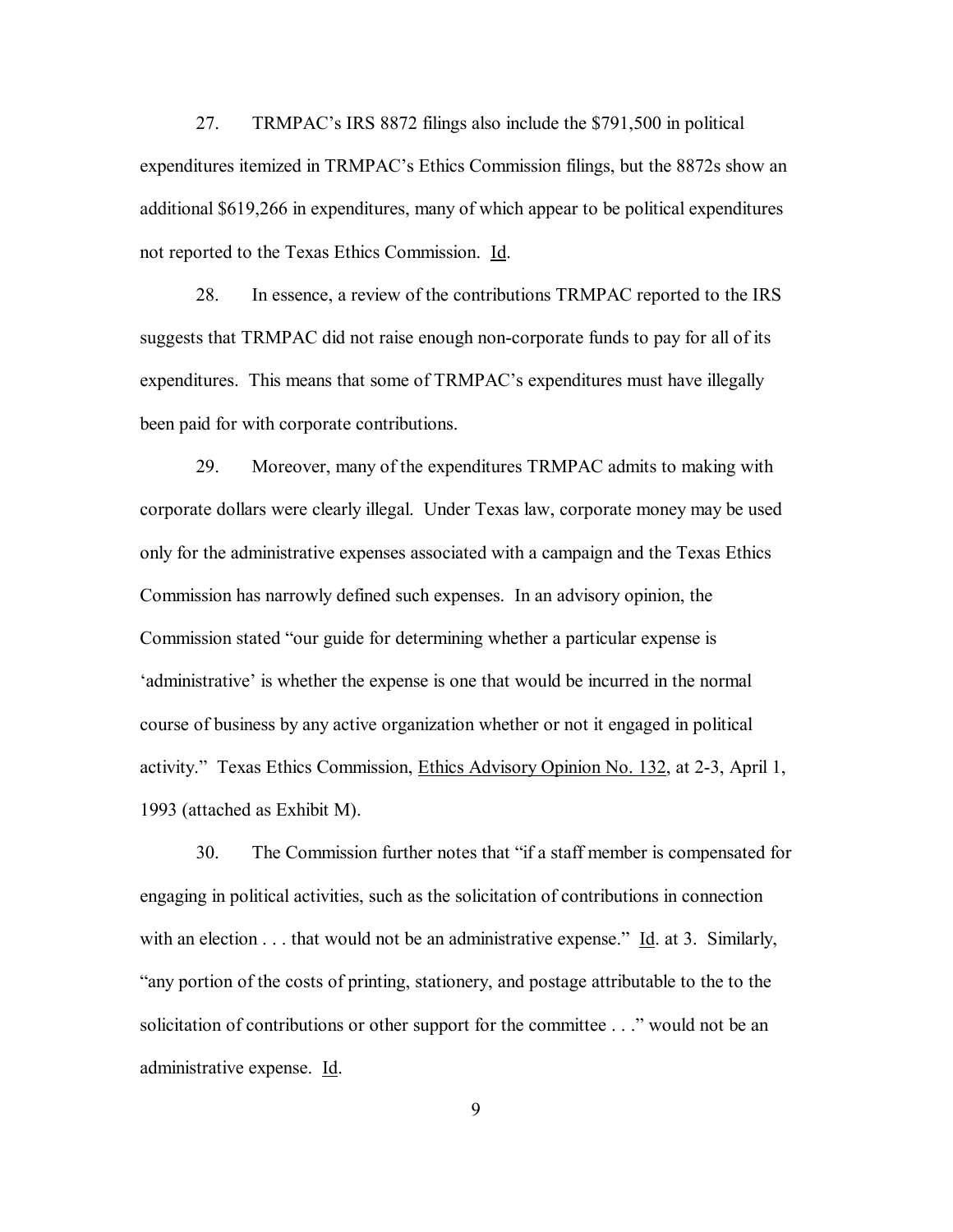27. TRMPAC's IRS 8872 filings also include the $791,500 in political expenditures itemized in TRMPAC's Ethics Commission filings, but the 8872s show an additional $619,266 in expenditures, many of which appear to be political expenditures not reported to the Texas Ethics Commission. Id.

28. In essence, a review of the contributions TRMPAC reported to the IRS suggests that TRMPAC did not raise enough non-corporate funds to pay for all of its expenditures. This means that some of TRMPAC's expenditures must have illegally been paid for with corporate contributions.

29. Moreover, many of the expenditures TRMPAC admits to making with corporate dollars were clearly illegal. Under Texas law, corporate money may be used only for the administrative expenses associated with a campaign and the Texas Ethics Commission has narrowly defined such expenses. In an advisory opinion, the Commission stated "our guide for determining whether a particular expense is 'administrative' is whether the expense is one that would be incurred in the normal course of business by any active organization whether or not it engaged in political activity." Texas Ethics Commission, Ethics Advisory Opinion No. 132, at 2-3, April 1, 1993 (attached as Exhibit M).

30. The Commission further notes that "if a staff member is compensated for engaging in political activities, such as the solicitation of contributions in connection with an election . . . that would not be an administrative expense." Id. at 3. Similarly, "any portion of the costs of printing, stationery, and postage attributable to the to the solicitation of contributions or other support for the committee . . ." would not be an administrative expense. Id.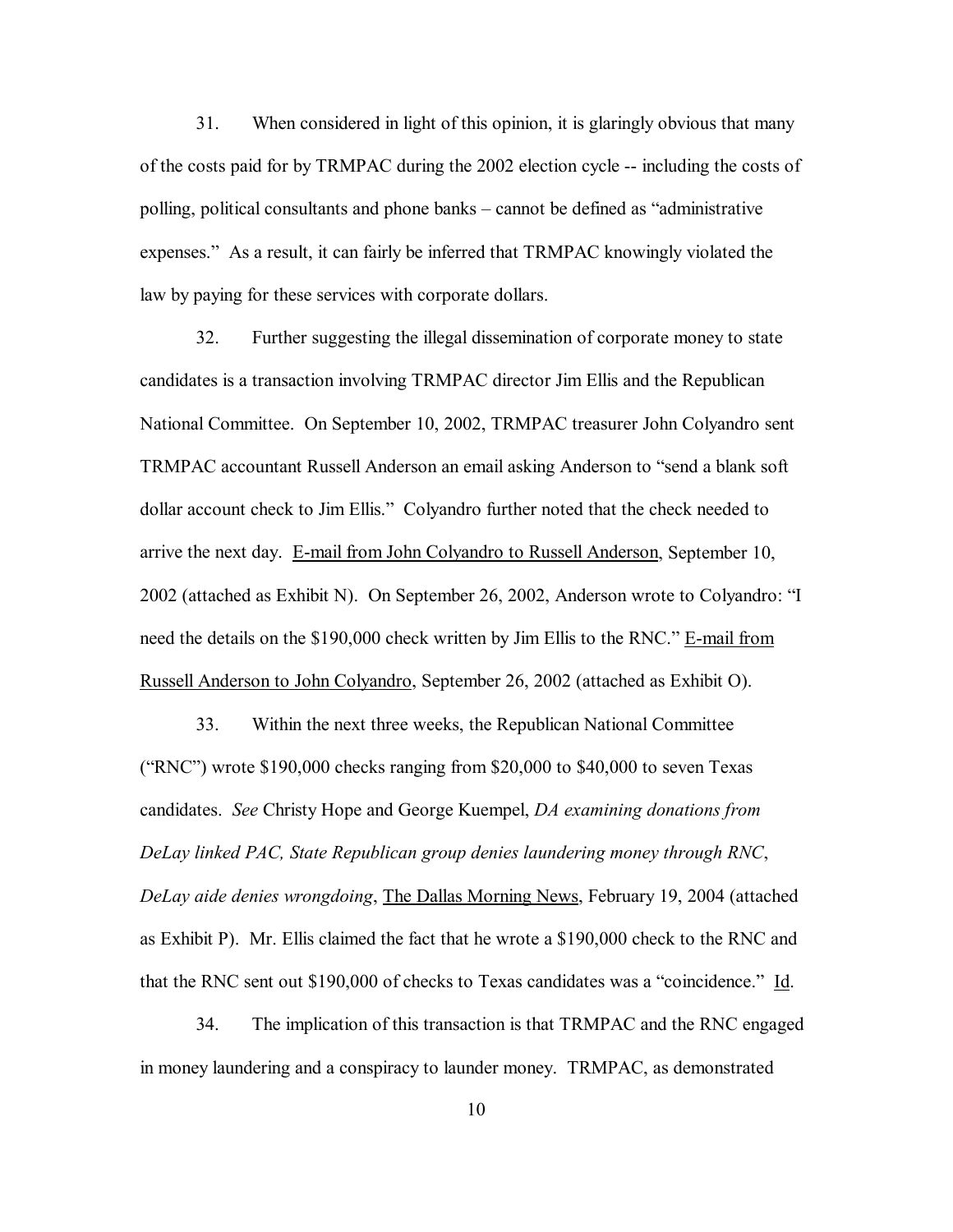31. When considered in light of this opinion, it is glaringly obvious that many of the costs paid for by TRMPAC during the 2002 election cycle -- including the costs of polling, political consultants and phone banks – cannot be defined as "administrative expenses." As a result, it can fairly be inferred that TRMPAC knowingly violated the law by paying for these services with corporate dollars.

32. Further suggesting the illegal dissemination of corporate money to state candidates is a transaction involving TRMPAC director Jim Ellis and the Republican National Committee. On September 10, 2002, TRMPAC treasurer John Colyandro sent TRMPAC accountant Russell Anderson an email asking Anderson to "send a blank soft dollar account check to Jim Ellis." Colyandro further noted that the check needed to arrive the next day. E-mail from John Colyandro to Russell Anderson, September 10, 2002 (attached as Exhibit N). On September 26, 2002, Anderson wrote to Colyandro: "I need the details on the $190,000 check written by Jim Ellis to the RNC." E-mail from Russell Anderson to John Colyandro, September 26, 2002 (attached as Exhibit O).

33. Within the next three weeks, the Republican National Committee ("RNC") wrote $190,000 checks ranging from $20,000 to $40,000 to seven Texas candidates. *See* Christy Hope and George Kuempel, *DA examining donations from DeLay linked PAC, State Republican group denies laundering money through RNC, DeLay aide denies wrongdoing*, The Dallas Morning News, February 19, 2004 (attached as Exhibit P). Mr. Ellis claimed the fact that he wrote a $190,000 check to the RNC and that the RNC sent out $190,000 of checks to Texas candidates was a "coincidence." Id.

34. The implication of this transaction is that TRMPAC and the RNC engaged in money laundering and a conspiracy to launder money. TRMPAC, as demonstrated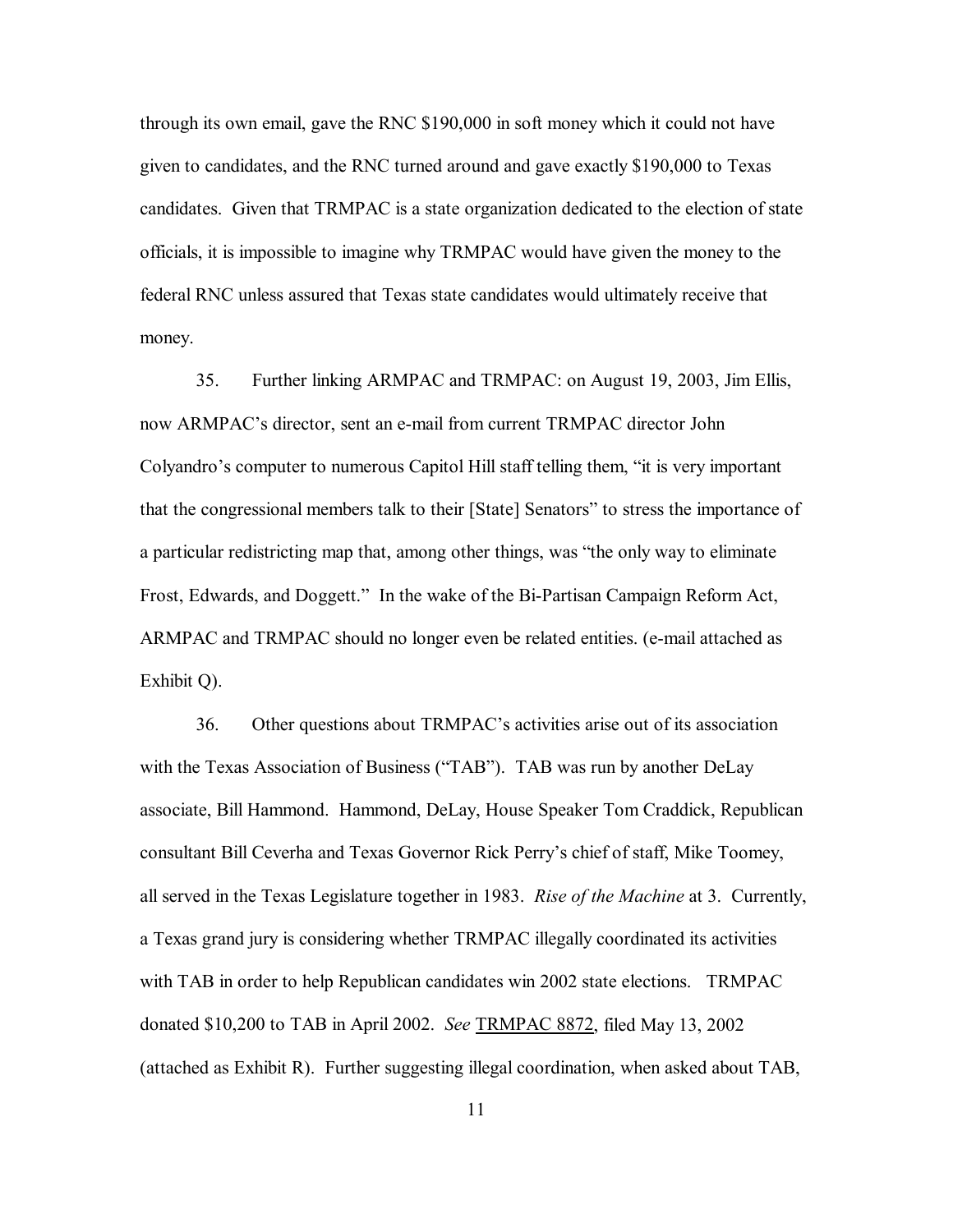through its own email, gave the RNC $190,000 in soft money which it could not have given to candidates, and the RNC turned around and gave exactly $190,000 to Texas candidates. Given that TRMPAC is a state organization dedicated to the election of state officials, it is impossible to imagine why TRMPAC would have given the money to the federal RNC unless assured that Texas state candidates would ultimately receive that money.

35. Further linking ARMPAC and TRMPAC: on August 19, 2003, Jim Ellis, now ARMPAC's director, sent an e-mail from current TRMPAC director John Colyandro's computer to numerous Capitol Hill staff telling them, "it is very important that the congressional members talk to their [State] Senators" to stress the importance of a particular redistricting map that, among other things, was "the only way to eliminate Frost, Edwards, and Doggett." In the wake of the Bi-Partisan Campaign Reform Act, ARMPAC and TRMPAC should no longer even be related entities. (e-mail attached as Exhibit Q).

36. Other questions about TRMPAC's activities arise out of its association with the Texas Association of Business ("TAB"). TAB was run by another DeLay associate, Bill Hammond. Hammond, DeLay, House Speaker Tom Craddick, Republican consultant Bill Ceverha and Texas Governor Rick Perry's chief of staff, Mike Toomey, all served in the Texas Legislature together in 1983. *Rise of the Machine* at 3. Currently, a Texas grand jury is considering whether TRMPAC illegally coordinated its activities with TAB in order to help Republican candidates win 2002 state elections. TRMPAC donated $10,200 to TAB in April 2002. *See* TRMPAC 8872, filed May 13, 2002 (attached as Exhibit R). Further suggesting illegal coordination, when asked about TAB,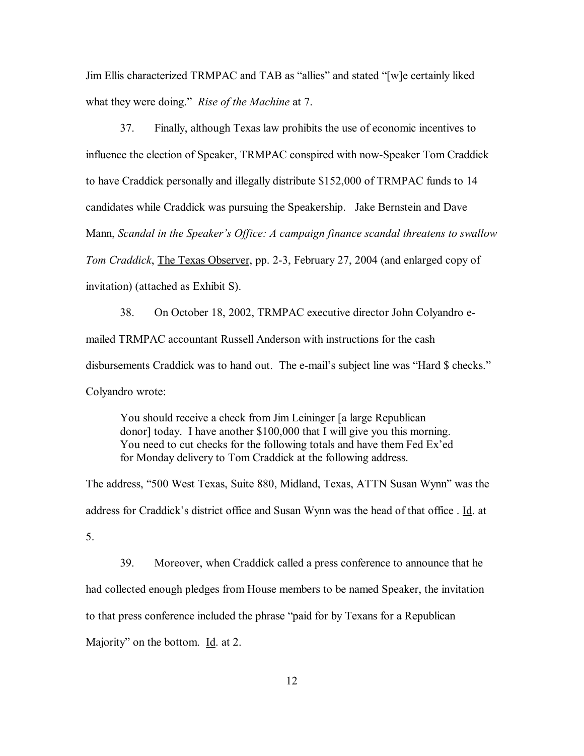Jim Ellis characterized TRMPAC and TAB as "allies" and stated "[w]e certainly liked what they were doing." *Rise of the Machine* at 7.

37. Finally, although Texas law prohibits the use of economic incentives to influence the election of Speaker, TRMPAC conspired with now-Speaker Tom Craddick to have Craddick personally and illegally distribute $152,000 of TRMPAC funds to 14 candidates while Craddick was pursuing the Speakership. Jake Bernstein and Dave Mann, *Scandal in the Speaker's Office: A campaign finance scandal threatens to swallow Tom Craddick*, The Texas Observer, pp. 2-3, February 27, 2004 (and enlarged copy of invitation) (attached as Exhibit S).

38. On October 18, 2002, TRMPAC executive director John Colyandro e-mailed TRMPAC accountant Russell Anderson with instructions for the cash disbursements Craddick was to hand out. The e-mail's subject line was "Hard $ checks." Colyandro wrote:

> You should receive a check from Jim Leininger [a large Republican donor] today. I have another $100,000 that I will give you this morning. You need to cut checks for the following totals and have them Fed Ex'ed for Monday delivery to Tom Craddick at the following address.

The address, "500 West Texas, Suite 880, Midland, Texas, ATTN Susan Wynn" was the address for Craddick's district office and Susan Wynn was the head of that office . Id. at 5.

39. Moreover, when Craddick called a press conference to announce that he had collected enough pledges from House members to be named Speaker, the invitation to that press conference included the phrase "paid for by Texans for a Republican Majority" on the bottom. Id. at 2.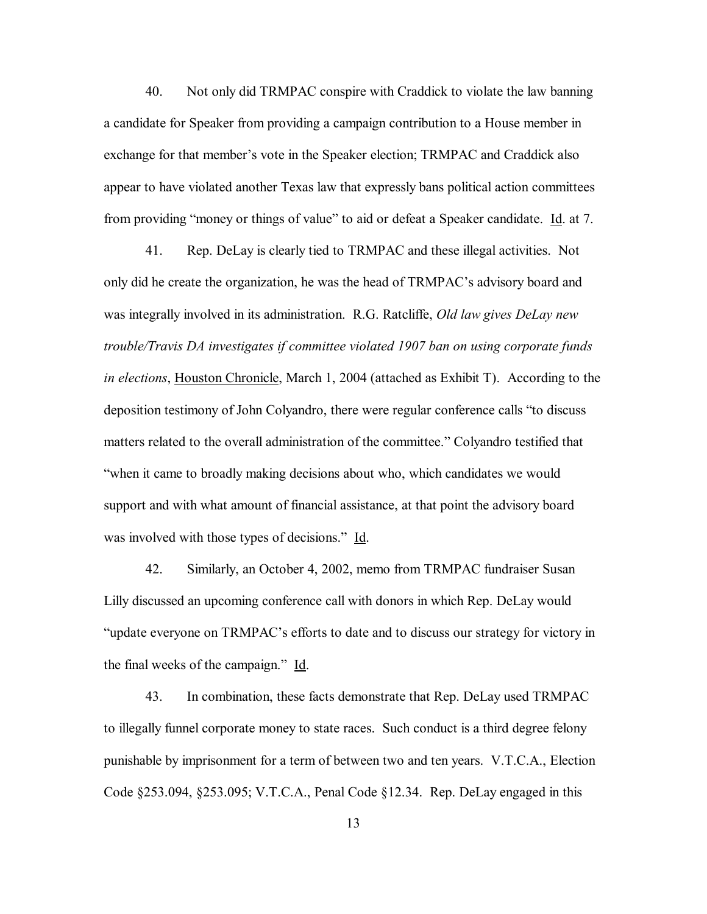40. Not only did TRMPAC conspire with Craddick to violate the law banning a candidate for Speaker from providing a campaign contribution to a House member in exchange for that member's vote in the Speaker election; TRMPAC and Craddick also appear to have violated another Texas law that expressly bans political action committees from providing "money or things of value" to aid or defeat a Speaker candidate. Id. at 7.

41. Rep. DeLay is clearly tied to TRMPAC and these illegal activities. Not only did he create the organization, he was the head of TRMPAC's advisory board and was integrally involved in its administration. R.G. Ratcliffe, *Old law gives DeLay new trouble/Travis DA investigates if committee violated 1907 ban on using corporate funds in elections*, Houston Chronicle, March 1, 2004 (attached as Exhibit T). According to the deposition testimony of John Colyandro, there were regular conference calls "to discuss matters related to the overall administration of the committee." Colyandro testified that "when it came to broadly making decisions about who, which candidates we would support and with what amount of financial assistance, at that point the advisory board was involved with those types of decisions." Id.

42. Similarly, an October 4, 2002, memo from TRMPAC fundraiser Susan Lilly discussed an upcoming conference call with donors in which Rep. DeLay would "update everyone on TRMPAC's efforts to date and to discuss our strategy for victory in the final weeks of the campaign." Id.

43. In combination, these facts demonstrate that Rep. DeLay used TRMPAC to illegally funnel corporate money to state races. Such conduct is a third degree felony punishable by imprisonment for a term of between two and ten years. V.T.C.A., Election Code §253.094, §253.095; V.T.C.A., Penal Code §12.34. Rep. DeLay engaged in this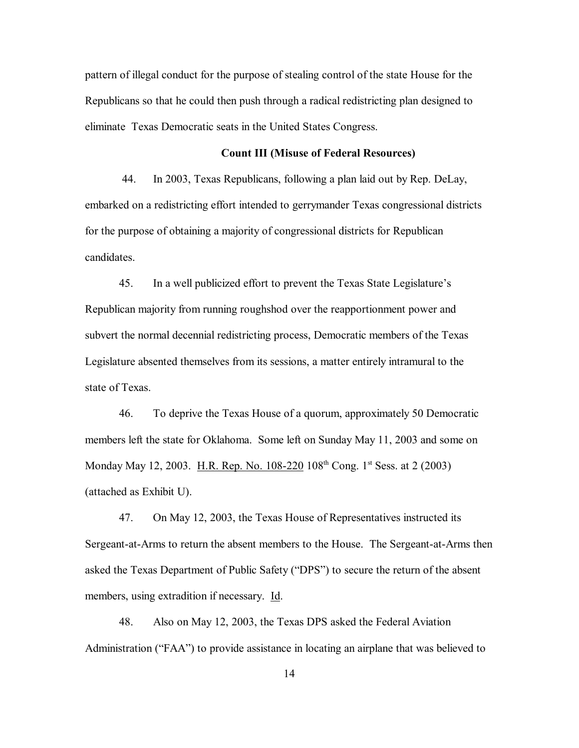pattern of illegal conduct for the purpose of stealing control of the state House for the Republicans so that he could then push through a radical redistricting plan designed to eliminate Texas Democratic seats in the United States Congress.

**Count III (Misuse of Federal Resources)**

44. In 2003, Texas Republicans, following a plan laid out by Rep. DeLay, embarked on a redistricting effort intended to gerrymander Texas congressional districts for the purpose of obtaining a majority of congressional districts for Republican candidates.

45. In a well publicized effort to prevent the Texas State Legislature's Republican majority from running roughshod over the reapportionment power and subvert the normal decennial redistricting process, Democratic members of the Texas Legislature absented themselves from its sessions, a matter entirely intramural to the state of Texas.

46. To deprive the Texas House of a quorum, approximately 50 Democratic members left the state for Oklahoma. Some left on Sunday May 11, 2003 and some on Monday May 12, 2003. H.R. Rep. No. 108-220 108th Cong. 1st Sess. at 2 (2003) (attached as Exhibit U).

47. On May 12, 2003, the Texas House of Representatives instructed its Sergeant-at-Arms to return the absent members to the House. The Sergeant-at-Arms then asked the Texas Department of Public Safety ("DPS") to secure the return of the absent members, using extradition if necessary. Id.

48. Also on May 12, 2003, the Texas DPS asked the Federal Aviation Administration ("FAA") to provide assistance in locating an airplane that was believed to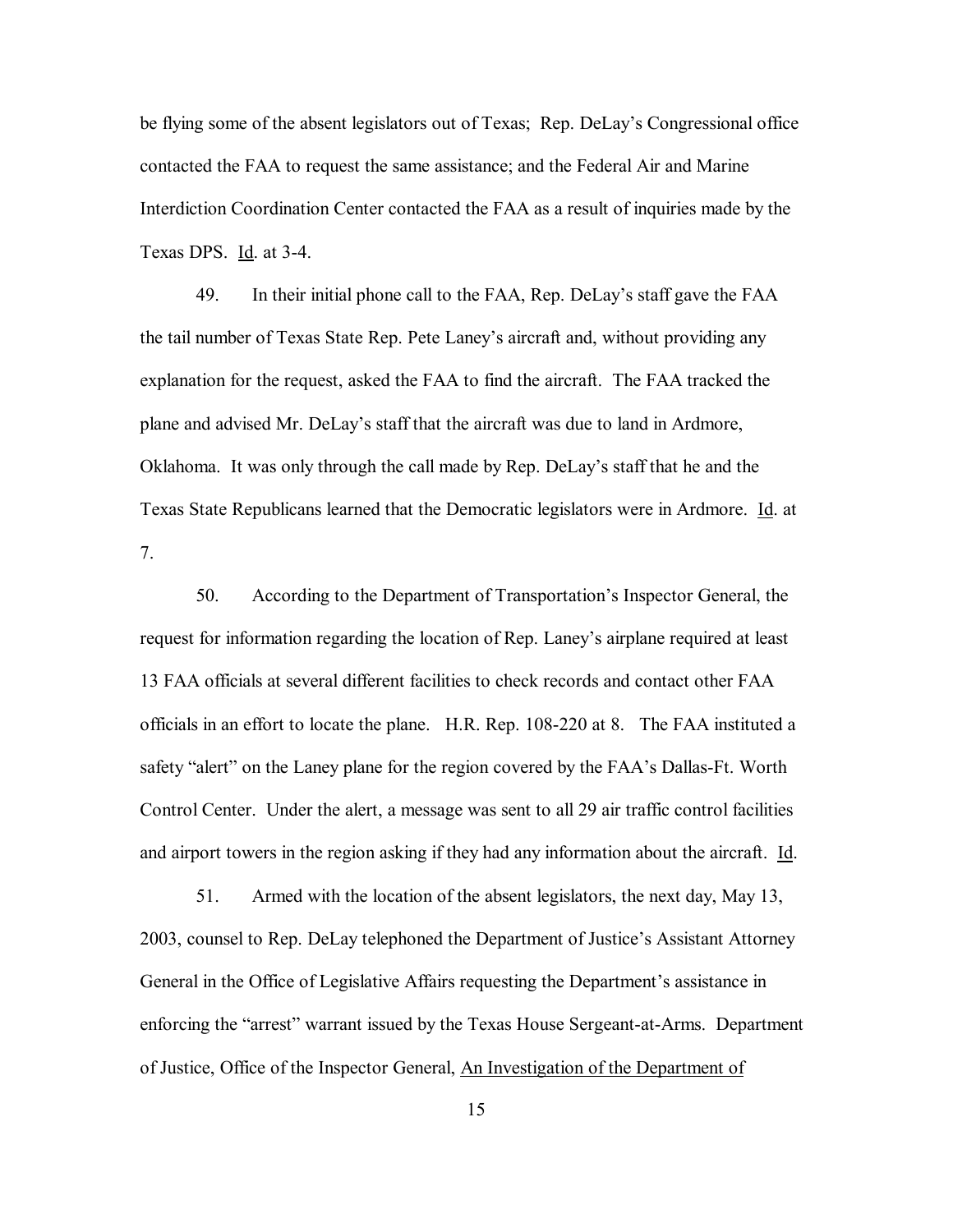be flying some of the absent legislators out of Texas; Rep. DeLay's Congressional office contacted the FAA to request the same assistance; and the Federal Air and Marine Interdiction Coordination Center contacted the FAA as a result of inquiries made by the Texas DPS. Id. at 3-4.

49. In their initial phone call to the FAA, Rep. DeLay's staff gave the FAA the tail number of Texas State Rep. Pete Laney's aircraft and, without providing any explanation for the request, asked the FAA to find the aircraft. The FAA tracked the plane and advised Mr. DeLay's staff that the aircraft was due to land in Ardmore, Oklahoma. It was only through the call made by Rep. DeLay's staff that he and the Texas State Republicans learned that the Democratic legislators were in Ardmore. Id. at 7.

50. According to the Department of Transportation's Inspector General, the request for information regarding the location of Rep. Laney's airplane required at least 13 FAA officials at several different facilities to check records and contact other FAA officials in an effort to locate the plane. H.R. Rep. 108-220 at 8. The FAA instituted a safety "alert" on the Laney plane for the region covered by the FAA's Dallas-Ft. Worth Control Center. Under the alert, a message was sent to all 29 air traffic control facilities and airport towers in the region asking if they had any information about the aircraft. Id.

51. Armed with the location of the absent legislators, the next day, May 13, 2003, counsel to Rep. DeLay telephoned the Department of Justice's Assistant Attorney General in the Office of Legislative Affairs requesting the Department's assistance in enforcing the "arrest" warrant issued by the Texas House Sergeant-at-Arms. Department of Justice, Office of the Inspector General, An Investigation of the Department of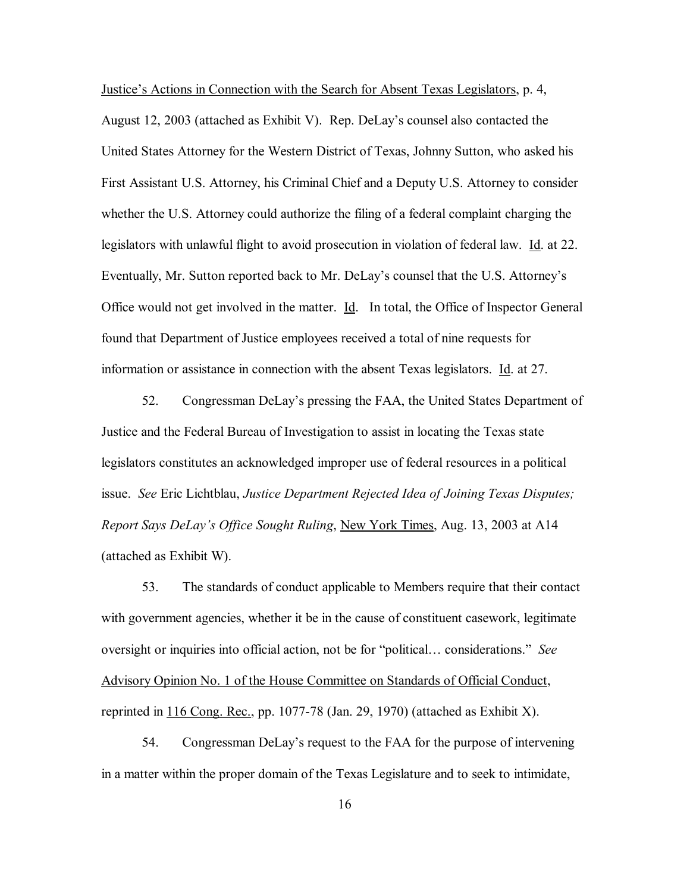Justice's Actions in Connection with the Search for Absent Texas Legislators, p. 4, August 12, 2003 (attached as Exhibit V). Rep. DeLay's counsel also contacted the United States Attorney for the Western District of Texas, Johnny Sutton, who asked his First Assistant U.S. Attorney, his Criminal Chief and a Deputy U.S. Attorney to consider whether the U.S. Attorney could authorize the filing of a federal complaint charging the legislators with unlawful flight to avoid prosecution in violation of federal law. Id. at 22. Eventually, Mr. Sutton reported back to Mr. DeLay's counsel that the U.S. Attorney's Office would not get involved in the matter. Id. In total, the Office of Inspector General found that Department of Justice employees received a total of nine requests for information or assistance in connection with the absent Texas legislators. Id. at 27.

52. Congressman DeLay's pressing the FAA, the United States Department of Justice and the Federal Bureau of Investigation to assist in locating the Texas state legislators constitutes an acknowledged improper use of federal resources in a political issue. *See* Eric Lichtblau, *Justice Department Rejected Idea of Joining Texas Disputes; Report Says DeLay's Office Sought Ruling*, New York Times, Aug. 13, 2003 at A14 (attached as Exhibit W).

53. The standards of conduct applicable to Members require that their contact with government agencies, whether it be in the cause of constituent casework, legitimate oversight or inquiries into official action, not be for "political… considerations." *See* Advisory Opinion No. 1 of the House Committee on Standards of Official Conduct, reprinted in 116 Cong. Rec., pp. 1077-78 (Jan. 29, 1970) (attached as Exhibit X).

54. Congressman DeLay's request to the FAA for the purpose of intervening in a matter within the proper domain of the Texas Legislature and to seek to intimidate,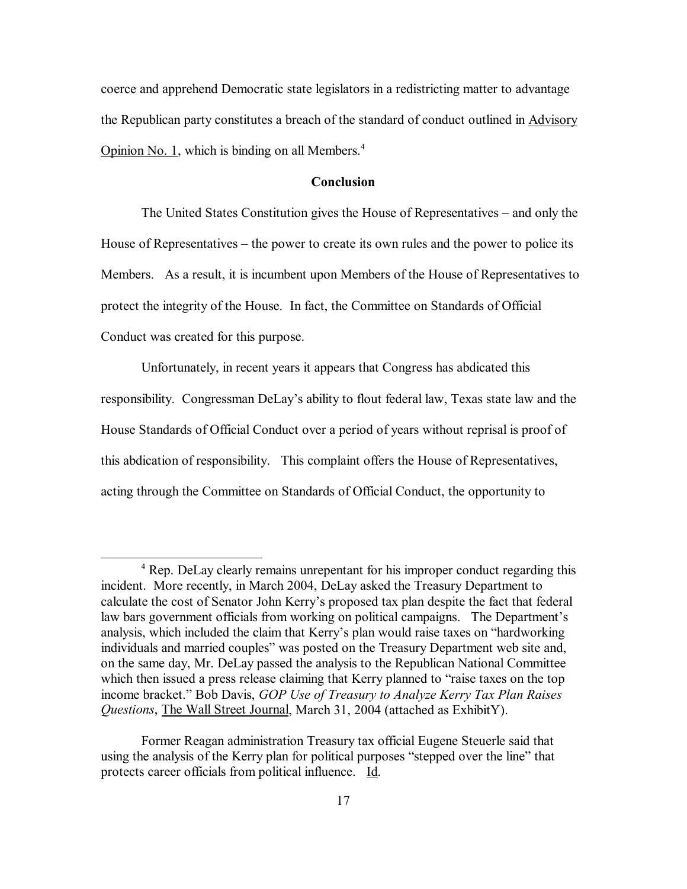coerce and apprehend Democratic state legislators in a redistricting matter to advantage the Republican party constitutes a breach of the standard of conduct outlined in Advisory Opinion No. 1, which is binding on all Members.[4]

**Conclusion**

The United States Constitution gives the House of Representatives – and only the House of Representatives – the power to create its own rules and the power to police its Members. As a result, it is incumbent upon Members of the House of Representatives to protect the integrity of the House. In fact, the Committee on Standards of Official Conduct was created for this purpose.

Unfortunately, in recent years it appears that Congress has abdicated this responsibility. Congressman DeLay's ability to flout federal law, Texas state law and the House Standards of Official Conduct over a period of years without reprisal is proof of this abdication of responsibility. This complaint offers the House of Representatives, acting through the Committee on Standards of Official Conduct, the opportunity to

---

[4] Rep. DeLay clearly remains unrepentant for his improper conduct regarding this incident. More recently, in March 2004, DeLay asked the Treasury Department to calculate the cost of Senator John Kerry's proposed tax plan despite the fact that federal law bars government officials from working on political campaigns. The Department's analysis, which included the claim that Kerry's plan would raise taxes on "hardworking individuals and married couples" was posted on the Treasury Department web site and, on the same day, Mr. DeLay passed the analysis to the Republican National Committee which then issued a press release claiming that Kerry planned to "raise taxes on the top income bracket." Bob Davis, *GOP Use of Treasury to Analyze Kerry Tax Plan Raises Questions*, The Wall Street Journal, March 31, 2004 (attached as ExhibitY).

Former Reagan administration Treasury tax official Eugene Steuerle said that using the analysis of the Kerry plan for political purposes "stepped over the line" that protects career officials from political influence. Id.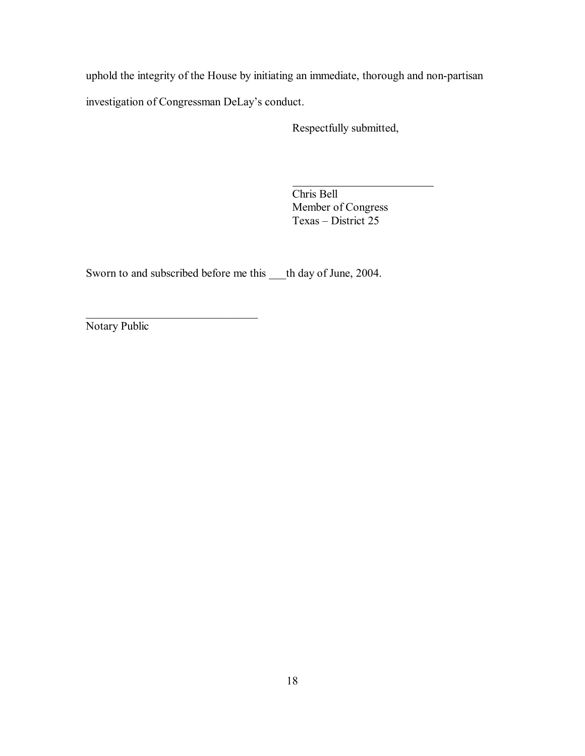uphold the integrity of the House by initiating an immediate, thorough and non-partisan investigation of Congressman DeLay's conduct.

Respectfully submitted,

\_\_\_\_\_\_\_\_\_\_\_\_\_\_\_\_\_\_\_\_\_\_\_\_\_\_
Chris Bell
Member of Congress
Texas – District 25

Sworn to and subscribed before me this \_\_\_th day of June, 2004.

\_\_\_\_\_\_\_\_\_\_\_\_\_\_\_\_\_\_\_\_\_\_\_\_\_\_\_\_\_\_\_
Notary Public